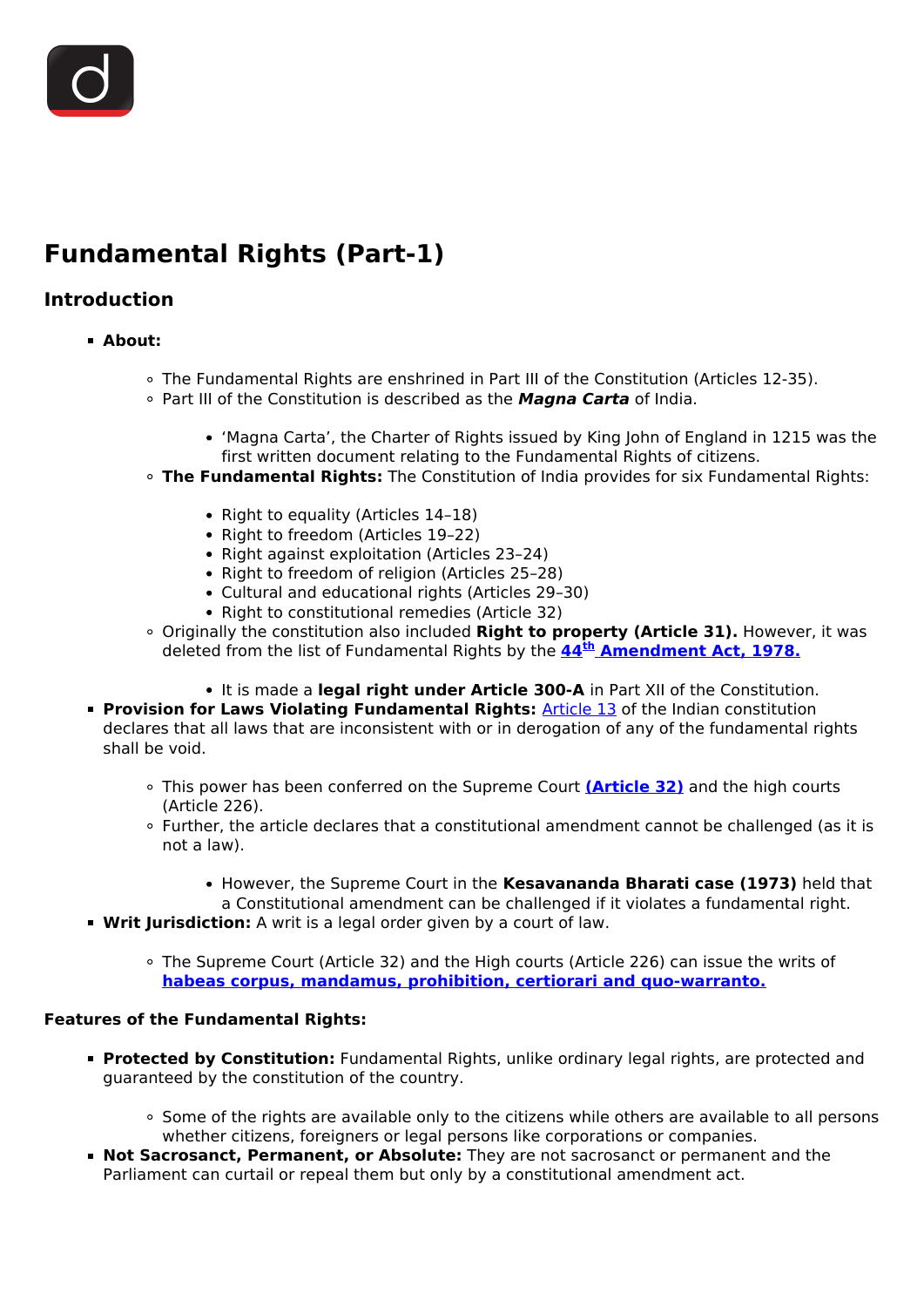# Fundamental Rights (Part-1)

## Introduction

- **About:**
  - The Fundamental Rights are enshrined in Part III of the Constitution (Articles 12-35).
  - Part III of the Constitution is described as the ***Magna Carta*** of India.
    - ‘Magna Carta’, the Charter of Rights issued by King John of England in 1215 was the first written document relating to the Fundamental Rights of citizens.
  - **The Fundamental Rights:** The Constitution of India provides for six Fundamental Rights:
    - Right to equality (Articles 14–18)
    - Right to freedom (Articles 19–22)
    - Right against exploitation (Articles 23–24)
    - Right to freedom of religion (Articles 25–28)
    - Cultural and educational rights (Articles 29–30)
    - Right to constitutional remedies (Article 32)
  - Originally the constitution also included **Right to property (Article 31).** However, it was deleted from the list of Fundamental Rights by the **44th Amendment Act, 1978.**
    - It is made a **legal right under Article 300-A** in Part XII of the Constitution.
- **Provision for Laws Violating Fundamental Rights:** Article 13 of the Indian constitution declares that all laws that are inconsistent with or in derogation of any of the fundamental rights shall be void.
  - This power has been conferred on the Supreme Court **(Article 32)** and the high courts (Article 226).
  - Further, the article declares that a constitutional amendment cannot be challenged (as it is not a law).
    - However, the Supreme Court in the **Kesavananda Bharati case (1973)** held that a Constitutional amendment can be challenged if it violates a fundamental right.
- **Writ Jurisdiction:** A writ is a legal order given by a court of law.
  - The Supreme Court (Article 32) and the High courts (Article 226) can issue the writs of **habeas corpus, mandamus, prohibition, certiorari and quo-warranto.**

**Features of the Fundamental Rights:**

- **Protected by Constitution:** Fundamental Rights, unlike ordinary legal rights, are protected and guaranteed by the constitution of the country.
  - Some of the rights are available only to the citizens while others are available to all persons whether citizens, foreigners or legal persons like corporations or companies.
- **Not Sacrosanct, Permanent, or Absolute:** They are not sacrosanct or permanent and the Parliament can curtail or repeal them but only by a constitutional amendment act.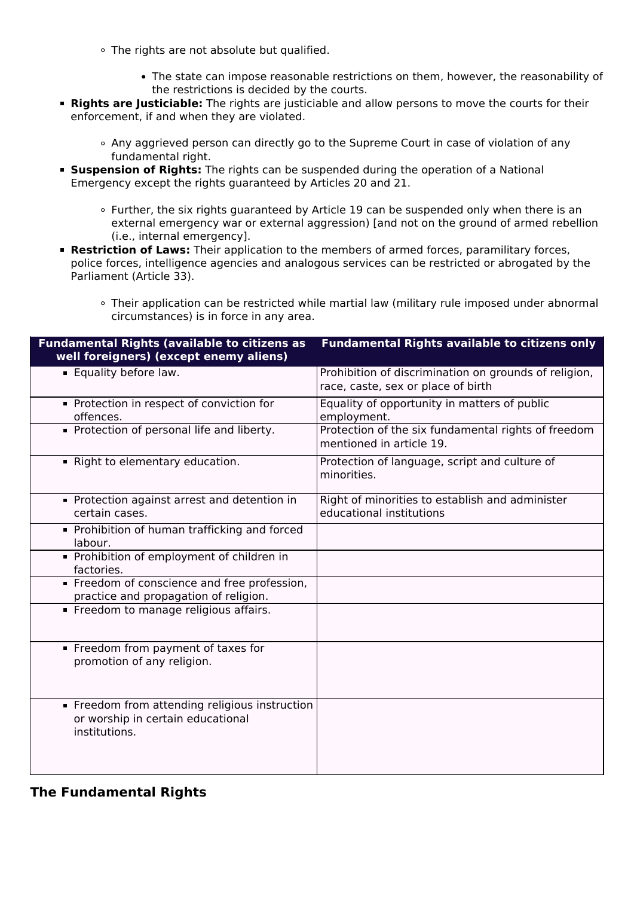- The rights are not absolute but qualified.
        - The state can impose reasonable restrictions on them, however, the reasonability of the restrictions is decided by the courts.
- **Rights are Justiciable:** The rights are justiciable and allow persons to move the courts for their enforcement, if and when they are violated.
    - Any aggrieved person can directly go to the Supreme Court in case of violation of any fundamental right.
- **Suspension of Rights:** The rights can be suspended during the operation of a National Emergency except the rights guaranteed by Articles 20 and 21.
    - Further, the six rights guaranteed by Article 19 can be suspended only when there is an external emergency war or external aggression) [and not on the ground of armed rebellion (i.e., internal emergency].
- **Restriction of Laws:** Their application to the members of armed forces, paramilitary forces, police forces, intelligence agencies and analogous services can be restricted or abrogated by the Parliament (Article 33).
    - Their application can be restricted while martial law (military rule imposed under abnormal circumstances) is in force in any area.

| Fundamental Rights (available to citizens as well foreigners) (except enemy aliens) | Fundamental Rights available to citizens only |
|---|---|
| Equality before law. | Prohibition of discrimination on grounds of religion, race, caste, sex or place of birth |
| Protection in respect of conviction for offences. | Equality of opportunity in matters of public employment. |
| Protection of personal life and liberty. | Protection of the six fundamental rights of freedom mentioned in article 19. |
| Right to elementary education. | Protection of language, script and culture of minorities. |
| Protection against arrest and detention in certain cases. | Right of minorities to establish and administer educational institutions |
| Prohibition of human trafficking and forced labour. | |
| Prohibition of employment of children in factories. | |
| Freedom of conscience and free profession, practice and propagation of religion. | |
| Freedom to manage religious affairs. | |
| Freedom from payment of taxes for promotion of any religion. | |
| Freedom from attending religious instruction or worship in certain educational institutions. | |

## The Fundamental Rights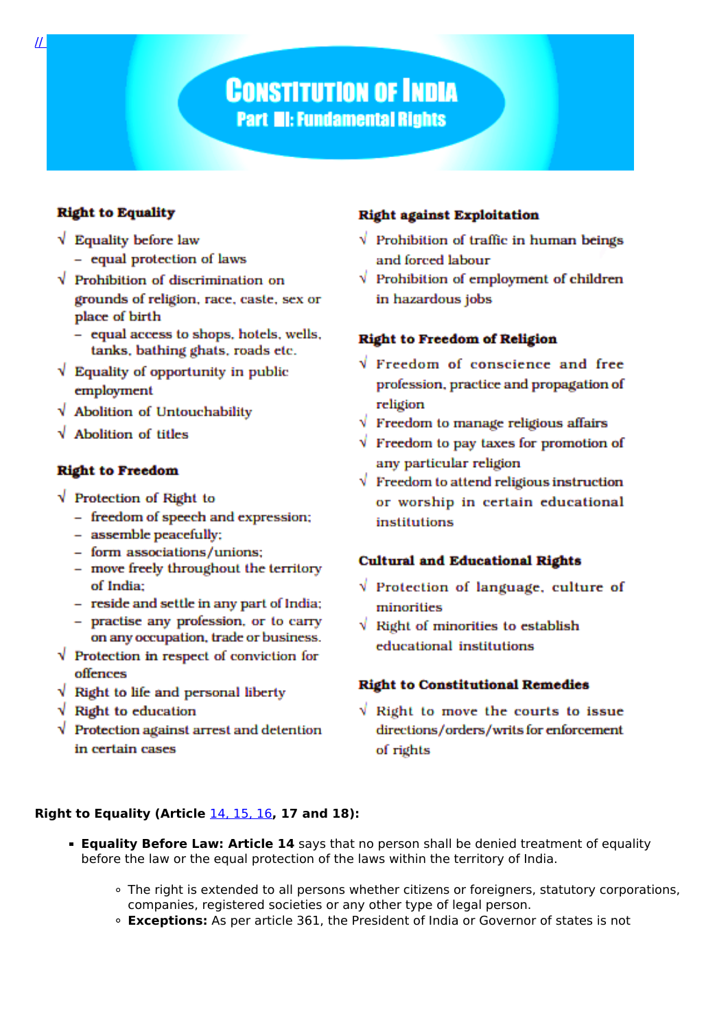[//](//)

# Constitution of India

## Part III: Fundamental Rights

**Right to Equality**

- √ Equality before law
  - – equal protection of laws
- √ Prohibition of discrimination on grounds of religion, race, caste, sex or place of birth
  - – equal access to shops, hotels, wells, tanks, bathing ghats, roads etc.
- √ Equality of opportunity in public employment
- √ Abolition of Untouchability
- √ Abolition of titles

**Right to Freedom**

- √ Protection of Right to
  - – freedom of speech and expression;
  - – assemble peacefully;
  - – form associations/unions;
  - – move freely throughout the territory of India;
  - – reside and settle in any part of India;
  - – practise any profession, or to carry on any occupation, trade or business.
- √ Protection in respect of conviction for offences
- √ Right to life and personal liberty
- √ Right to education
- √ Protection against arrest and detention in certain cases

**Right against Exploitation**

- √ Prohibition of traffic in human beings and forced labour
- √ Prohibition of employment of children in hazardous jobs

**Right to Freedom of Religion**

- √ Freedom of conscience and free profession, practice and propagation of religion
- √ Freedom to manage religious affairs
- √ Freedom to pay taxes for promotion of any particular religion
- √ Freedom to attend religious instruction or worship in certain educational institutions

**Cultural and Educational Rights**

- √ Protection of language, culture of minorities
- √ Right of minorities to establish educational institutions

**Right to Constitutional Remedies**

- √ Right to move the courts to issue directions/orders/writs for enforcement of rights

**Right to Equality (Article [14, 15, 16](#), 17 and 18):**

- **Equality Before Law: Article 14** says that no person shall be denied treatment of equality before the law or the equal protection of the laws within the territory of India.
  - The right is extended to all persons whether citizens or foreigners, statutory corporations, companies, registered societies or any other type of legal person.
  - **Exceptions:** As per article 361, the President of India or Governor of states is not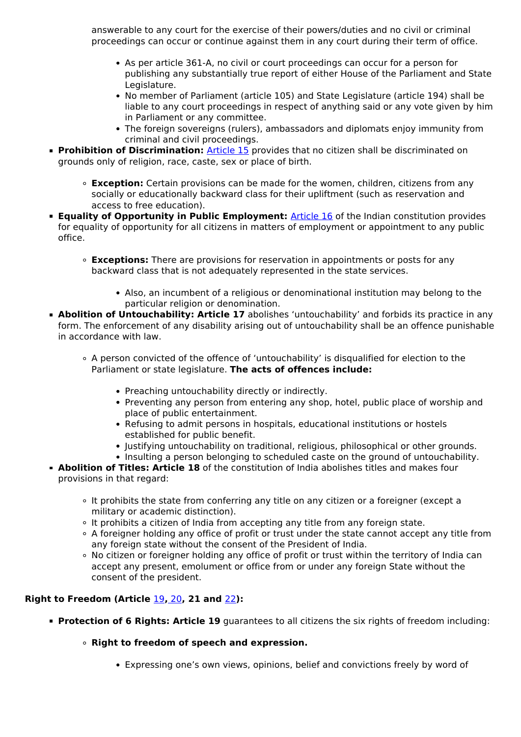answerable to any court for the exercise of their powers/duties and no civil or criminal proceedings can occur or continue against them in any court during their term of office.

    - As per article 361-A, no civil or court proceedings can occur for a person for publishing any substantially true report of either House of the Parliament and State Legislature.
    - No member of Parliament (article 105) and State Legislature (article 194) shall be liable to any court proceedings in respect of anything said or any vote given by him in Parliament or any committee.
    - The foreign sovereigns (rulers), ambassadors and diplomats enjoy immunity from criminal and civil proceedings.

- **Prohibition of Discrimination:** Article 15 provides that no citizen shall be discriminated on grounds only of religion, race, caste, sex or place of birth.
  - **Exception:** Certain provisions can be made for the women, children, citizens from any socially or educationally backward class for their upliftment (such as reservation and access to free education).
- **Equality of Opportunity in Public Employment:** Article 16 of the Indian constitution provides for equality of opportunity for all citizens in matters of employment or appointment to any public office.
  - **Exceptions:** There are provisions for reservation in appointments or posts for any backward class that is not adequately represented in the state services.
    - Also, an incumbent of a religious or denominational institution may belong to the particular religion or denomination.
- **Abolition of Untouchability: Article 17** abolishes 'untouchability' and forbids its practice in any form. The enforcement of any disability arising out of untouchability shall be an offence punishable in accordance with law.
  - A person convicted of the offence of 'untouchability' is disqualified for election to the Parliament or state legislature. **The acts of offences include:**
    - Preaching untouchability directly or indirectly.
    - Preventing any person from entering any shop, hotel, public place of worship and place of public entertainment.
    - Refusing to admit persons in hospitals, educational institutions or hostels established for public benefit.
    - Justifying untouchability on traditional, religious, philosophical or other grounds.
    - Insulting a person belonging to scheduled caste on the ground of untouchability.
- **Abolition of Titles: Article 18** of the constitution of India abolishes titles and makes four provisions in that regard:
  - It prohibits the state from conferring any title on any citizen or a foreigner (except a military or academic distinction).
  - It prohibits a citizen of India from accepting any title from any foreign state.
  - A foreigner holding any office of profit or trust under the state cannot accept any title from any foreign state without the consent of the President of India.
  - No citizen or foreigner holding any office of profit or trust within the territory of India can accept any present, emolument or office from or under any foreign State without the consent of the president.

**Right to Freedom (Article 19, 20, 21 and 22):**

- **Protection of 6 Rights: Article 19** guarantees to all citizens the six rights of freedom including:
  - **Right to freedom of speech and expression.**
    - Expressing one's own views, opinions, belief and convictions freely by word of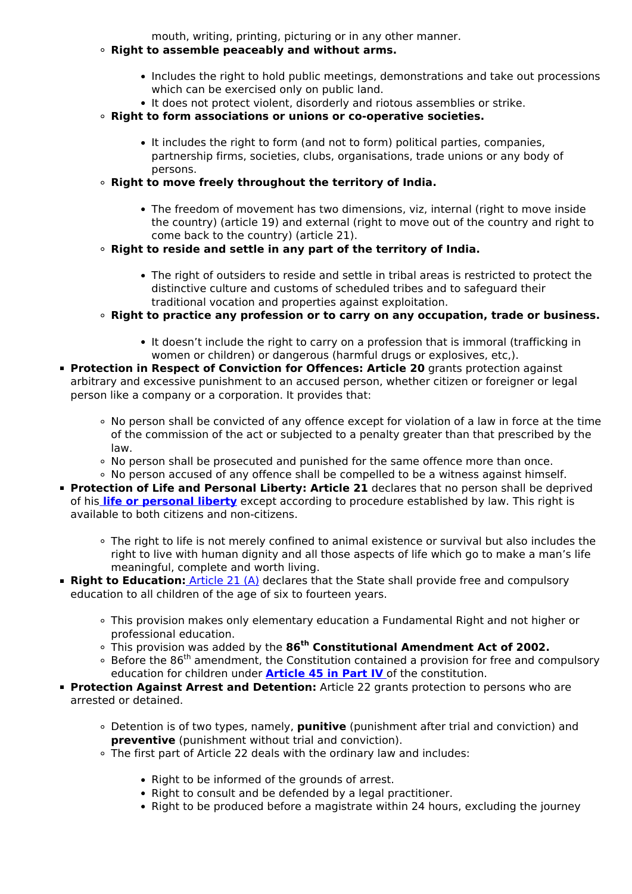mouth, writing, printing, picturing or in any other manner.

- **Right to assemble peaceably and without arms.**
    - Includes the right to hold public meetings, demonstrations and take out processions which can be exercised only on public land.
    - It does not protect violent, disorderly and riotous assemblies or strike.
- **Right to form associations or unions or co-operative societies.**
    - It includes the right to form (and not to form) political parties, companies, partnership firms, societies, clubs, organisations, trade unions or any body of persons.
- **Right to move freely throughout the territory of India.**
    - The freedom of movement has two dimensions, viz, internal (right to move inside the country) (article 19) and external (right to move out of the country and right to come back to the country) (article 21).
- **Right to reside and settle in any part of the territory of India.**
    - The right of outsiders to reside and settle in tribal areas is restricted to protect the distinctive culture and customs of scheduled tribes and to safeguard their traditional vocation and properties against exploitation.
- **Right to practice any profession or to carry on any occupation, trade or business.**
    - It doesn't include the right to carry on a profession that is immoral (trafficking in women or children) or dangerous (harmful drugs or explosives, etc,).

- **Protection in Respect of Conviction for Offences: Article 20** grants protection against arbitrary and excessive punishment to an accused person, whether citizen or foreigner or legal person like a company or a corporation. It provides that:
    - No person shall be convicted of any offence except for violation of a law in force at the time of the commission of the act or subjected to a penalty greater than that prescribed by the law.
    - No person shall be prosecuted and punished for the same offence more than once.
    - No person accused of any offence shall be compelled to be a witness against himself.
- **Protection of Life and Personal Liberty: Article 21** declares that no person shall be deprived of his **life or personal liberty** except according to procedure established by law. This right is available to both citizens and non-citizens.
    - The right to life is not merely confined to animal existence or survival but also includes the right to live with human dignity and all those aspects of life which go to make a man's life meaningful, complete and worth living.
- **Right to Education:** Article 21 (A) declares that the State shall provide free and compulsory education to all children of the age of six to fourteen years.
    - This provision makes only elementary education a Fundamental Right and not higher or professional education.
    - This provision was added by the **86th Constitutional Amendment Act of 2002.**
    - Before the 86th amendment, the Constitution contained a provision for free and compulsory education for children under **Article 45 in Part IV** of the constitution.
- **Protection Against Arrest and Detention:** Article 22 grants protection to persons who are arrested or detained.
    - Detention is of two types, namely, **punitive** (punishment after trial and conviction) and **preventive** (punishment without trial and conviction).
    - The first part of Article 22 deals with the ordinary law and includes:
        - Right to be informed of the grounds of arrest.
        - Right to consult and be defended by a legal practitioner.
        - Right to be produced before a magistrate within 24 hours, excluding the journey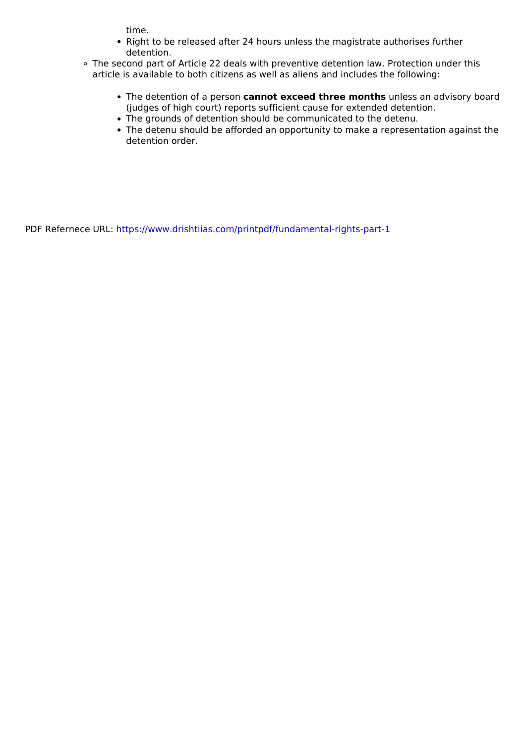time.
    - Right to be released after 24 hours unless the magistrate authorises further detention.
  - The second part of Article 22 deals with preventive detention law. Protection under this article is available to both citizens as well as aliens and includes the following:
    - The detention of a person **cannot exceed three months** unless an advisory board (judges of high court) reports sufficient cause for extended detention.
    - The grounds of detention should be communicated to the detenu.
    - The detenu should be afforded an opportunity to make a representation against the detention order.

PDF Refernece URL: https://www.drishtiias.com/printpdf/fundamental-rights-part-1